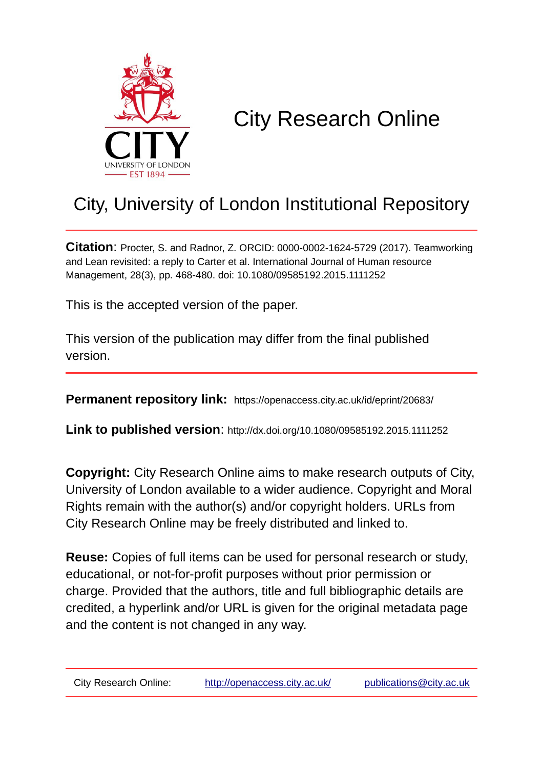# City Research Online

## City, University of London Institutional Repository

**Citation**: Procter, S. and Radnor, Z. ORCID: 0000-0002-1624-5729 (2017). Teamworking and Lean revisited: a reply to Carter et al. International Journal of Human resource Management, 28(3), pp. 468-480. doi: 10.1080/09585192.2015.1111252

This is the accepted version of the paper.

This version of the publication may differ from the final published version.

**Permanent repository link:** https://openaccess.city.ac.uk/id/eprint/20683/

**Link to published version**: http://dx.doi.org/10.1080/09585192.2015.1111252

**Copyright:** City Research Online aims to make research outputs of City, University of London available to a wider audience. Copyright and Moral Rights remain with the author(s) and/or copyright holders. URLs from City Research Online may be freely distributed and linked to.

**Reuse:** Copies of full items can be used for personal research or study, educational, or not-for-profit purposes without prior permission or charge. Provided that the authors, title and full bibliographic details are credited, a hyperlink and/or URL is given for the original metadata page and the content is not changed in any way.

City Research Online: http://openaccess.city.ac.uk/ publications@city.ac.uk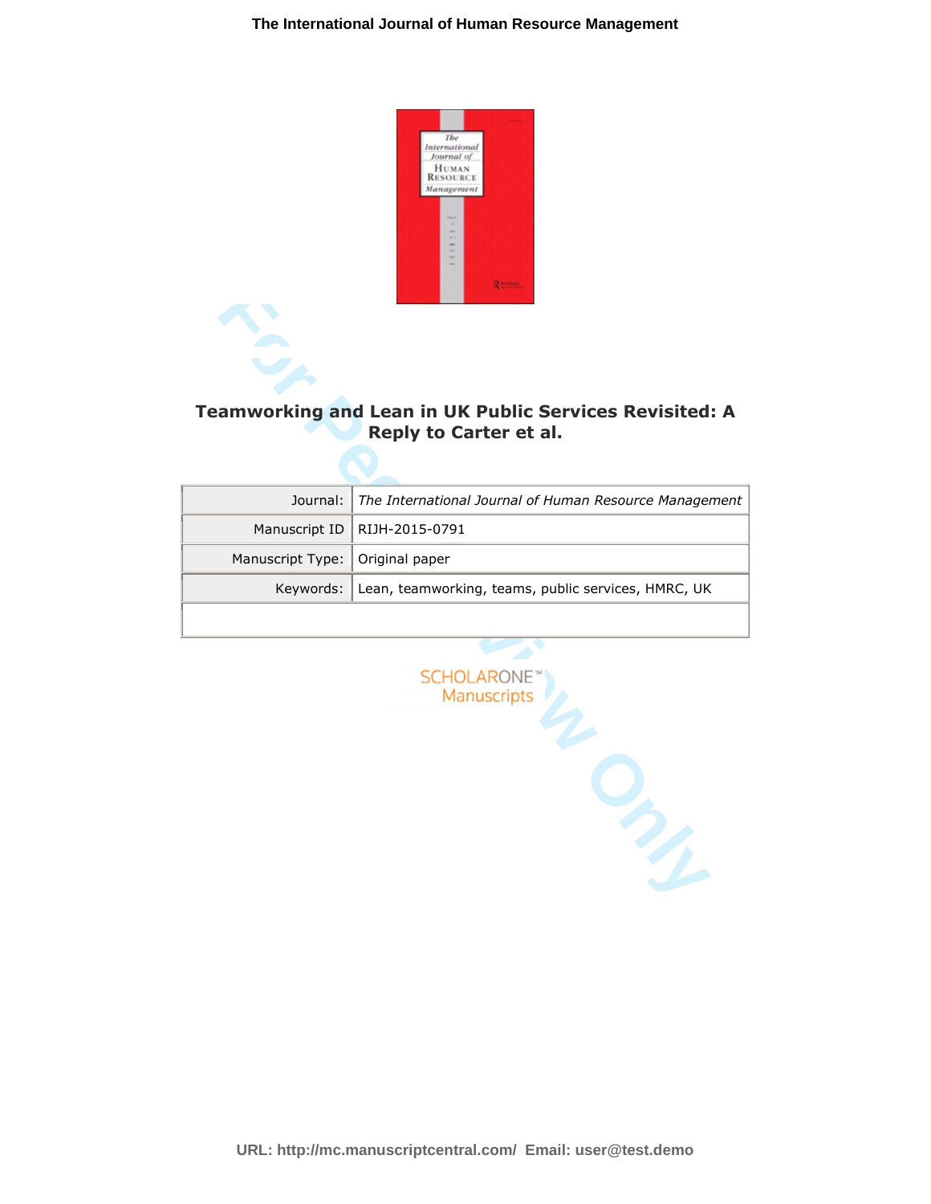# Teamworking and Lean in UK Public Services Revisited: A Reply to Carter et al.

| Journal: | *The International Journal of Human Resource Management* |
|---|---|
| Manuscript ID | RIJH-2015-0791 |
| Manuscript Type: | Original paper |
| Keywords: | Lean, teamworking, teams, public services, HMRC, UK |
| | |

SCHOLARONE™ Manuscripts

URL: http://mc.manuscriptcentral.com/ Email: user@test.demo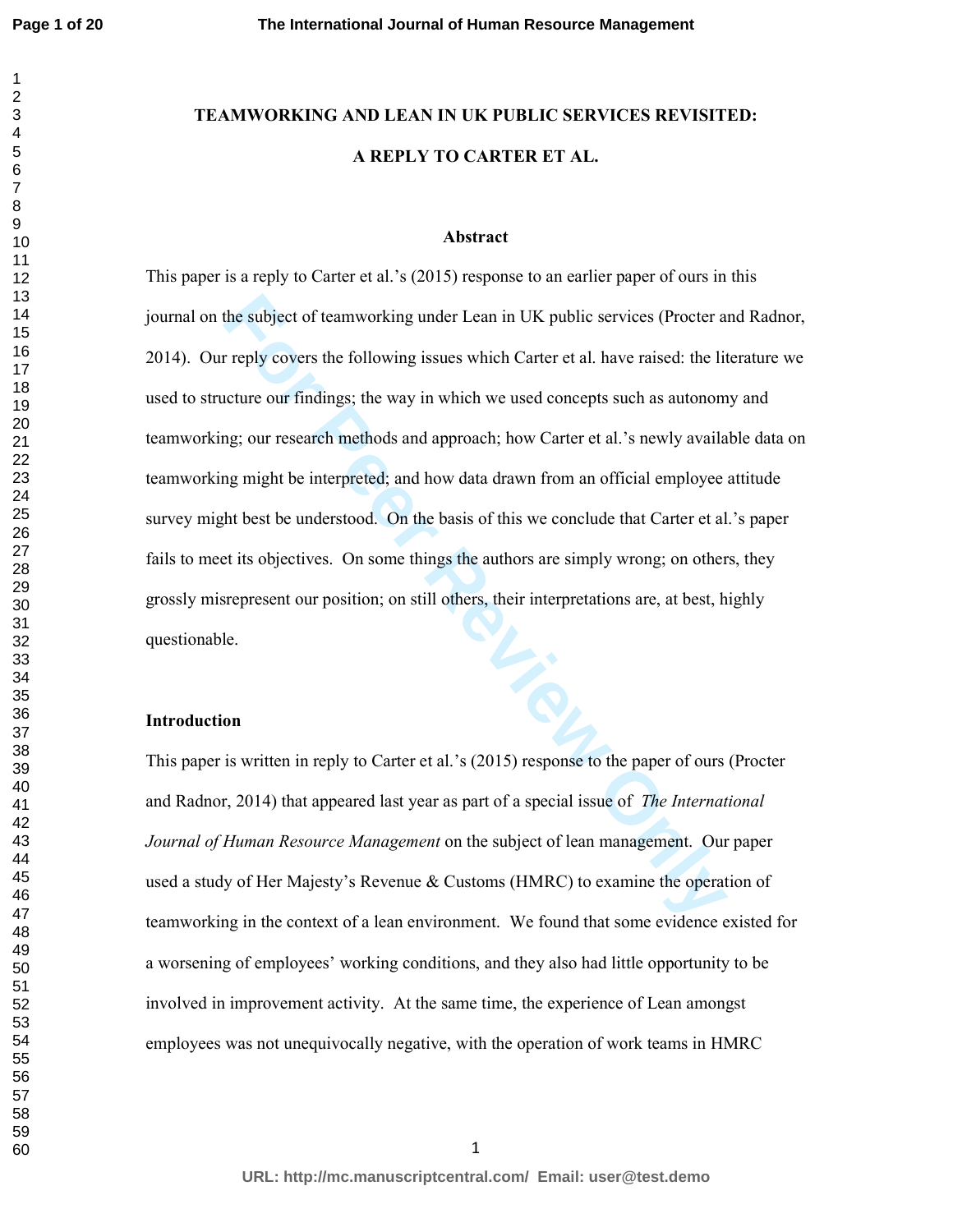# TEAMWORKING AND LEAN IN UK PUBLIC SERVICES REVISITED: A REPLY TO CARTER ET AL.

## Abstract

This paper is a reply to Carter et al.'s (2015) response to an earlier paper of ours in this journal on the subject of teamworking under Lean in UK public services (Procter and Radnor, 2014). Our reply covers the following issues which Carter et al. have raised: the literature we used to structure our findings; the way in which we used concepts such as autonomy and teamworking; our research methods and approach; how Carter et al.'s newly available data on teamworking might be interpreted; and how data drawn from an official employee attitude survey might best be understood. On the basis of this we conclude that Carter et al.'s paper fails to meet its objectives. On some things the authors are simply wrong; on others, they grossly misrepresent our position; on still others, their interpretations are, at best, highly questionable.

## Introduction

This paper is written in reply to Carter et al.'s (2015) response to the paper of ours (Procter and Radnor, 2014) that appeared last year as part of a special issue of *The International Journal of Human Resource Management* on the subject of lean management. Our paper used a study of Her Majesty's Revenue & Customs (HMRC) to examine the operation of teamworking in the context of a lean environment. We found that some evidence existed for a worsening of employees' working conditions, and they also had little opportunity to be involved in improvement activity. At the same time, the experience of Lean amongst employees was not unequivocally negative, with the operation of work teams in HMRC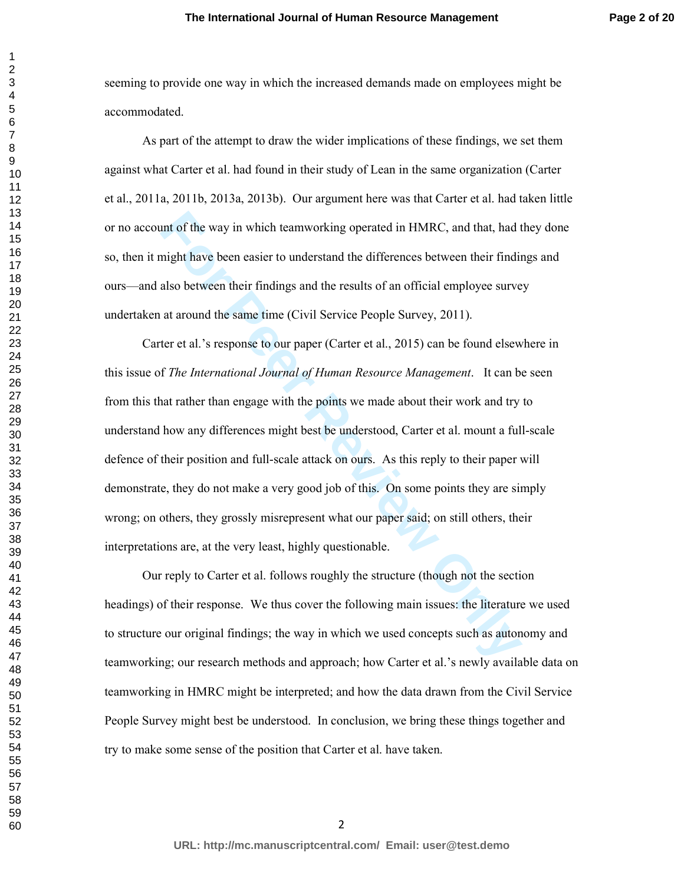seeming to provide one way in which the increased demands made on employees might be accommodated.

As part of the attempt to draw the wider implications of these findings, we set them against what Carter et al. had found in their study of Lean in the same organization (Carter et al., 2011a, 2011b, 2013a, 2013b). Our argument here was that Carter et al. had taken little or no account of the way in which teamworking operated in HMRC, and that, had they done so, then it might have been easier to understand the differences between their findings and ours—and also between their findings and the results of an official employee survey undertaken at around the same time (Civil Service People Survey, 2011).

Carter et al.'s response to our paper (Carter et al., 2015) can be found elsewhere in this issue of *The International Journal of Human Resource Management*. It can be seen from this that rather than engage with the points we made about their work and try to understand how any differences might best be understood, Carter et al. mount a full-scale defence of their position and full-scale attack on ours. As this reply to their paper will demonstrate, they do not make a very good job of this. On some points they are simply wrong; on others, they grossly misrepresent what our paper said; on still others, their interpretations are, at the very least, highly questionable.

Our reply to Carter et al. follows roughly the structure (though not the section headings) of their response. We thus cover the following main issues: the literature we used to structure our original findings; the way in which we used concepts such as autonomy and teamworking; our research methods and approach; how Carter et al.'s newly available data on teamworking in HMRC might be interpreted; and how the data drawn from the Civil Service People Survey might best be understood. In conclusion, we bring these things together and try to make some sense of the position that Carter et al. have taken.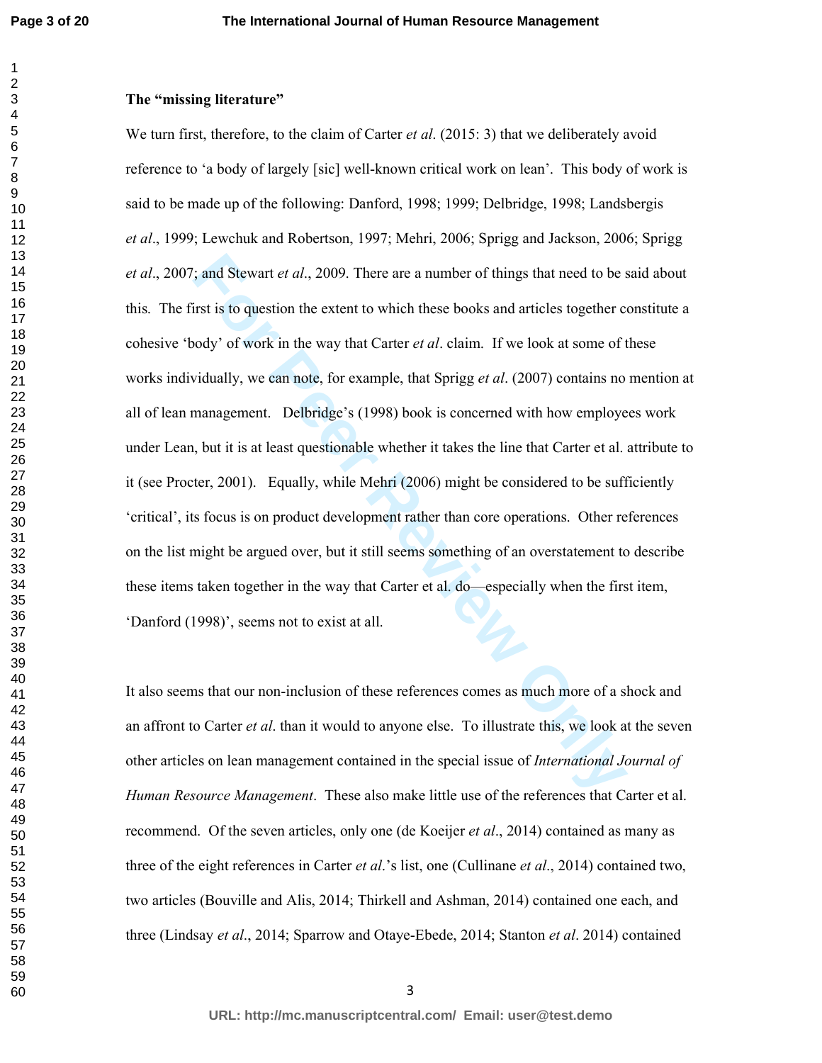**The "missing literature"**

We turn first, therefore, to the claim of Carter *et al*. (2015: 3) that we deliberately avoid reference to 'a body of largely [sic] well-known critical work on lean'. This body of work is said to be made up of the following: Danford, 1998; 1999; Delbridge, 1998; Landsbergis *et al*., 1999; Lewchuk and Robertson, 1997; Mehri, 2006; Sprigg and Jackson, 2006; Sprigg *et al*., 2007; and Stewart *et al*., 2009. There are a number of things that need to be said about this. The first is to question the extent to which these books and articles together constitute a cohesive 'body' of work in the way that Carter *et al*. claim. If we look at some of these works individually, we can note, for example, that Sprigg *et al*. (2007) contains no mention at all of lean management. Delbridge's (1998) book is concerned with how employees work under Lean, but it is at least questionable whether it takes the line that Carter et al. attribute to it (see Procter, 2001). Equally, while Mehri (2006) might be considered to be sufficiently 'critical', its focus is on product development rather than core operations. Other references on the list might be argued over, but it still seems something of an overstatement to describe these items taken together in the way that Carter et al. do—especially when the first item, 'Danford (1998)', seems not to exist at all.

It also seems that our non-inclusion of these references comes as much more of a shock and an affront to Carter *et al*. than it would to anyone else. To illustrate this, we look at the seven other articles on lean management contained in the special issue of *International Journal of Human Resource Management*. These also make little use of the references that Carter et al. recommend. Of the seven articles, only one (de Koeijer *et al*., 2014) contained as many as three of the eight references in Carter *et al*.'s list, one (Cullinane *et al*., 2014) contained two, two articles (Bouville and Alis, 2014; Thirkell and Ashman, 2014) contained one each, and three (Lindsay *et al*., 2014; Sparrow and Otaye-Ebede, 2014; Stanton *et al*. 2014) contained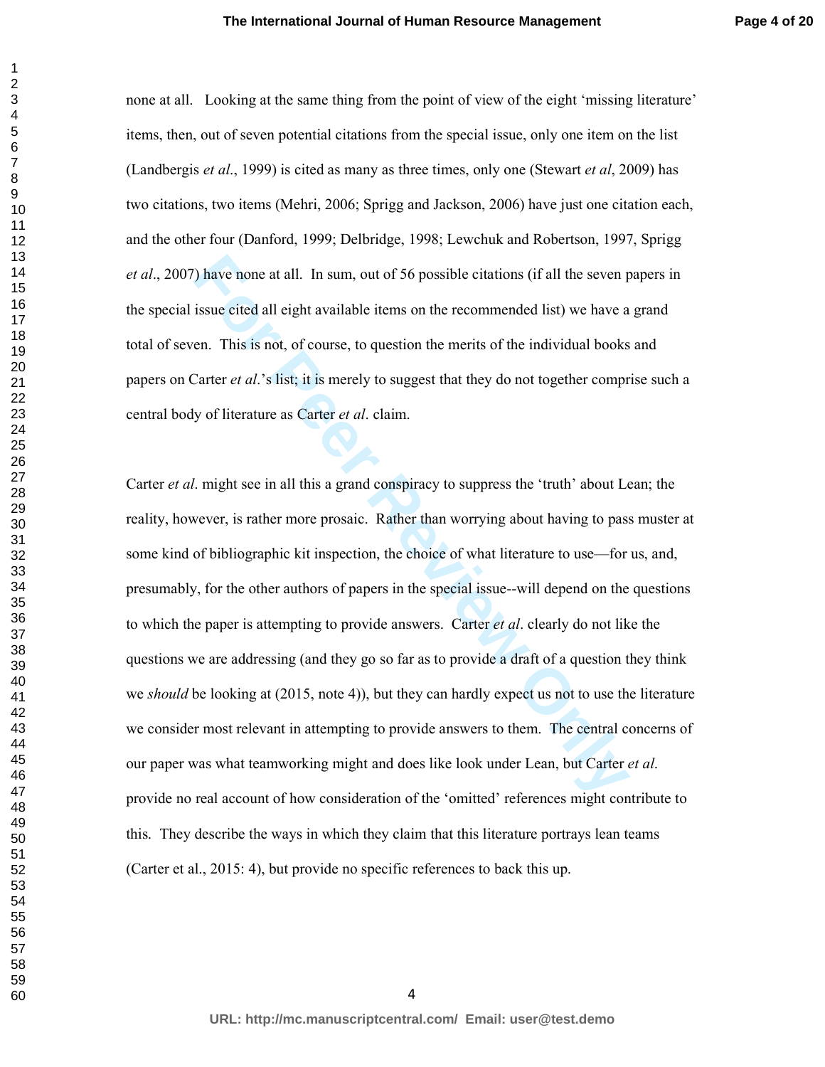none at all. Looking at the same thing from the point of view of the eight 'missing literature' items, then, out of seven potential citations from the special issue, only one item on the list (Landbergis *et al*., 1999) is cited as many as three times, only one (Stewart *et al*, 2009) has two citations, two items (Mehri, 2006; Sprigg and Jackson, 2006) have just one citation each, and the other four (Danford, 1999; Delbridge, 1998; Lewchuk and Robertson, 1997, Sprigg *et al*., 2007) have none at all. In sum, out of 56 possible citations (if all the seven papers in the special issue cited all eight available items on the recommended list) we have a grand total of seven. This is not, of course, to question the merits of the individual books and papers on Carter *et al*.'s list; it is merely to suggest that they do not together comprise such a central body of literature as Carter *et al*. claim.

Carter *et al*. might see in all this a grand conspiracy to suppress the 'truth' about Lean; the reality, however, is rather more prosaic. Rather than worrying about having to pass muster at some kind of bibliographic kit inspection, the choice of what literature to use—for us, and, presumably, for the other authors of papers in the special issue--will depend on the questions to which the paper is attempting to provide answers. Carter *et al*. clearly do not like the questions we are addressing (and they go so far as to provide a draft of a question they think we *should* be looking at (2015, note 4)), but they can hardly expect us not to use the literature we consider most relevant in attempting to provide answers to them. The central concerns of our paper was what teamworking might and does like look under Lean, but Carter *et al.* provide no real account of how consideration of the 'omitted' references might contribute to this. They describe the ways in which they claim that this literature portrays lean teams (Carter et al., 2015: 4), but provide no specific references to back this up.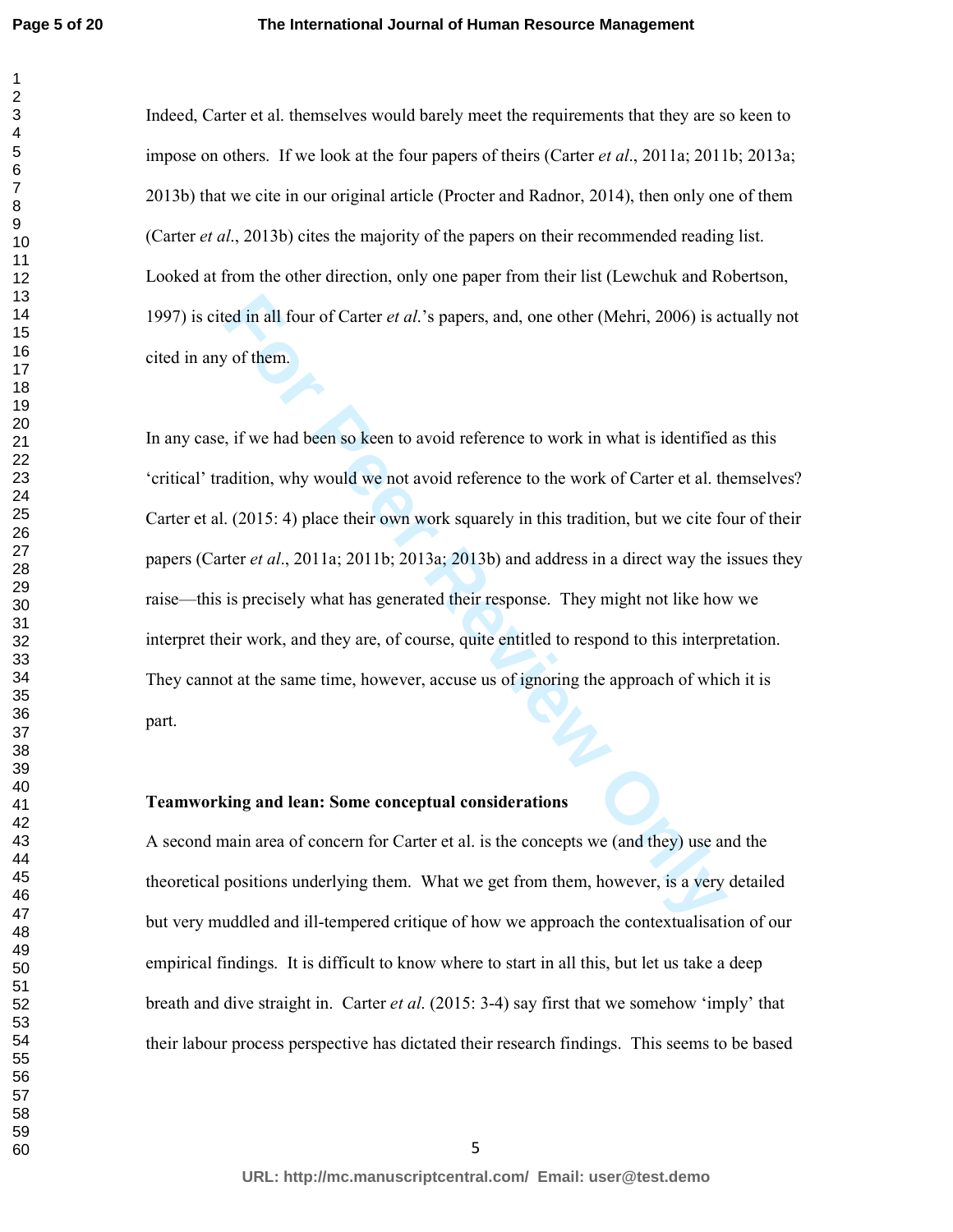Indeed, Carter et al. themselves would barely meet the requirements that they are so keen to impose on others. If we look at the four papers of theirs (Carter *et al*., 2011a; 2011b; 2013a; 2013b) that we cite in our original article (Procter and Radnor, 2014), then only one of them (Carter *et al*., 2013b) cites the majority of the papers on their recommended reading list. Looked at from the other direction, only one paper from their list (Lewchuk and Robertson, 1997) is cited in all four of Carter *et al*.'s papers, and, one other (Mehri, 2006) is actually not cited in any of them.

In any case, if we had been so keen to avoid reference to work in what is identified as this 'critical' tradition, why would we not avoid reference to the work of Carter et al. themselves? Carter et al. (2015: 4) place their own work squarely in this tradition, but we cite four of their papers (Carter *et al*., 2011a; 2011b; 2013a; 2013b) and address in a direct way the issues they raise—this is precisely what has generated their response. They might not like how we interpret their work, and they are, of course, quite entitled to respond to this interpretation. They cannot at the same time, however, accuse us of ignoring the approach of which it is part.

**Teamworking and lean: Some conceptual considerations**

A second main area of concern for Carter et al. is the concepts we (and they) use and the theoretical positions underlying them. What we get from them, however, is a very detailed but very muddled and ill-tempered critique of how we approach the contextualisation of our empirical findings. It is difficult to know where to start in all this, but let us take a deep breath and dive straight in. Carter *et al*. (2015: 3-4) say first that we somehow 'imply' that their labour process perspective has dictated their research findings. This seems to be based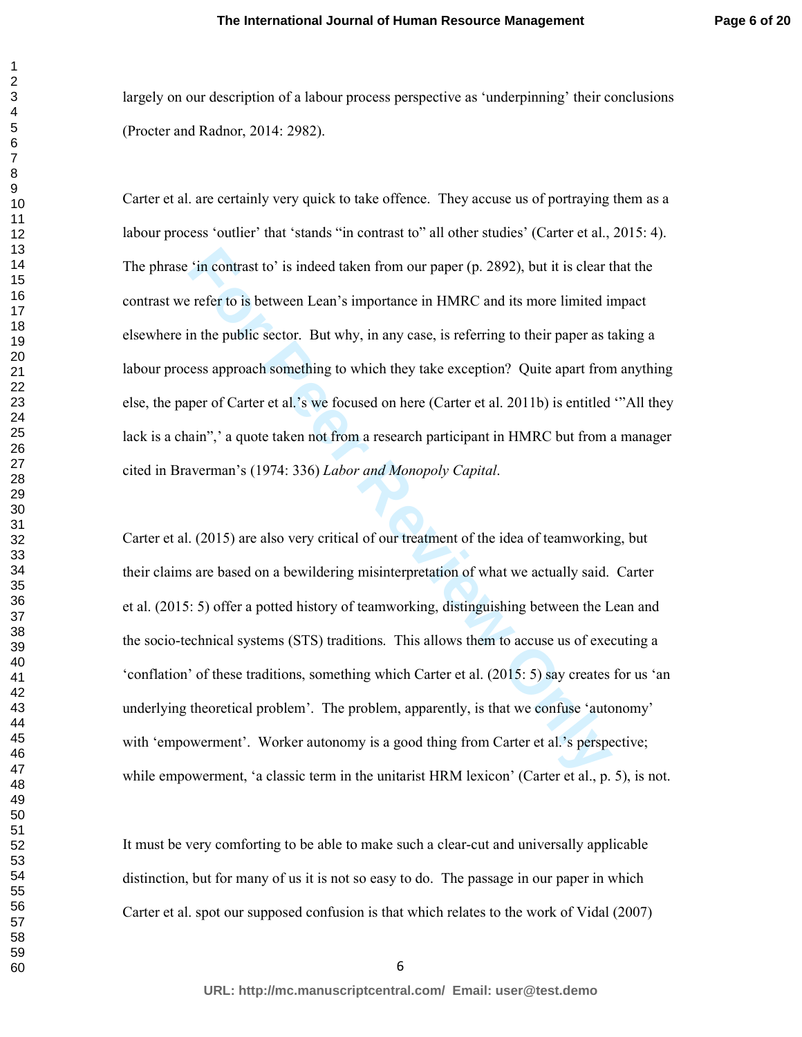largely on our description of a labour process perspective as 'underpinning' their conclusions (Procter and Radnor, 2014: 2982).

Carter et al. are certainly very quick to take offence. They accuse us of portraying them as a labour process 'outlier' that 'stands "in contrast to" all other studies' (Carter et al., 2015: 4). The phrase 'in contrast to' is indeed taken from our paper (p. 2892), but it is clear that the contrast we refer to is between Lean's importance in HMRC and its more limited impact elsewhere in the public sector. But why, in any case, is referring to their paper as taking a labour process approach something to which they take exception? Quite apart from anything else, the paper of Carter et al.'s we focused on here (Carter et al. 2011b) is entitled '"All they lack is a chain",' a quote taken not from a research participant in HMRC but from a manager cited in Braverman's (1974: 336) *Labor and Monopoly Capital*.

Carter et al. (2015) are also very critical of our treatment of the idea of teamworking, but their claims are based on a bewildering misinterpretation of what we actually said. Carter et al. (2015: 5) offer a potted history of teamworking, distinguishing between the Lean and the socio-technical systems (STS) traditions. This allows them to accuse us of executing a 'conflation' of these traditions, something which Carter et al. (2015: 5) say creates for us 'an underlying theoretical problem'. The problem, apparently, is that we confuse 'autonomy' with 'empowerment'. Worker autonomy is a good thing from Carter et al.'s perspective; while empowerment, 'a classic term in the unitarist HRM lexicon' (Carter et al., p. 5), is not.

It must be very comforting to be able to make such a clear-cut and universally applicable distinction, but for many of us it is not so easy to do. The passage in our paper in which Carter et al. spot our supposed confusion is that which relates to the work of Vidal (2007)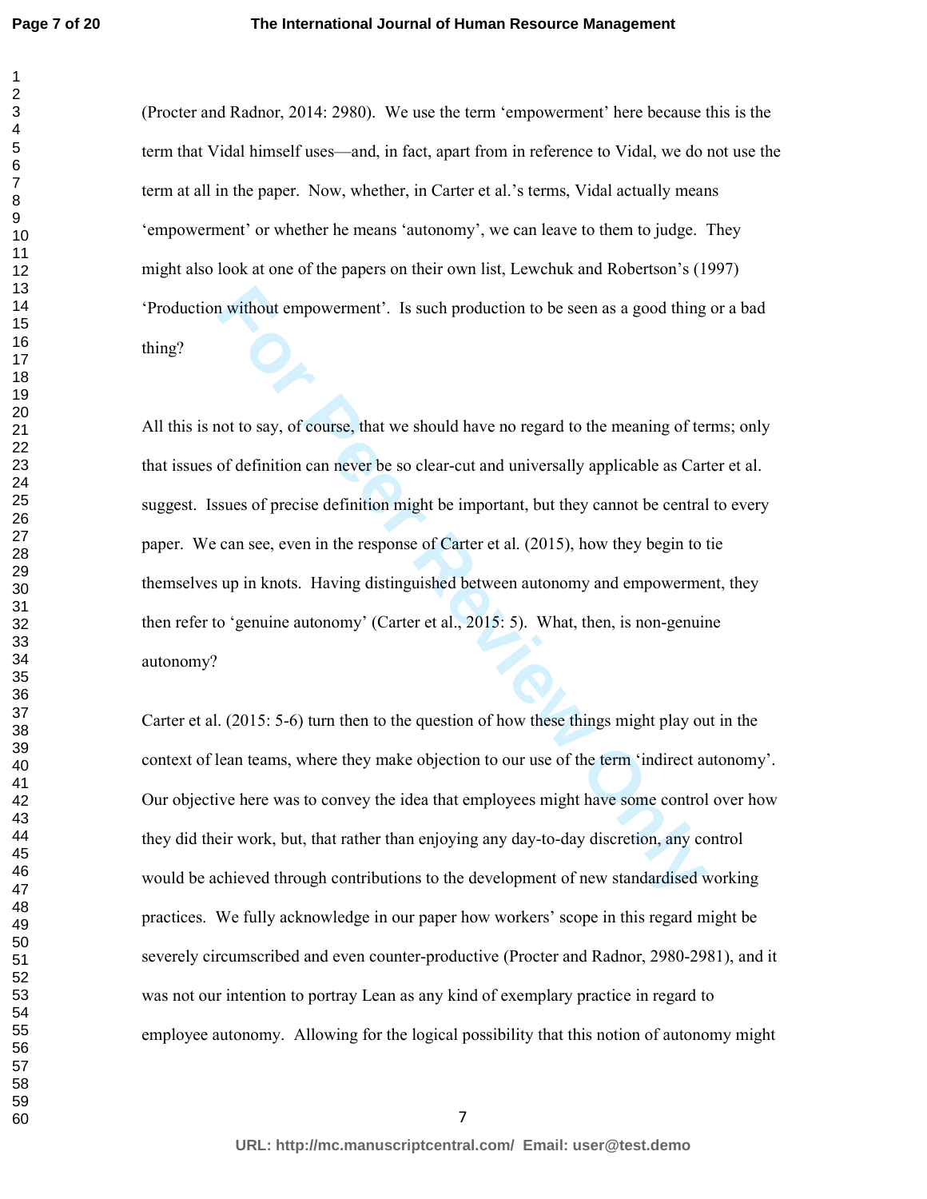(Procter and Radnor, 2014: 2980). We use the term 'empowerment' here because this is the term that Vidal himself uses—and, in fact, apart from in reference to Vidal, we do not use the term at all in the paper. Now, whether, in Carter et al.'s terms, Vidal actually means 'empowerment' or whether he means 'autonomy', we can leave to them to judge. They might also look at one of the papers on their own list, Lewchuk and Robertson's (1997) 'Production without empowerment'. Is such production to be seen as a good thing or a bad thing?

All this is not to say, of course, that we should have no regard to the meaning of terms; only that issues of definition can never be so clear-cut and universally applicable as Carter et al. suggest. Issues of precise definition might be important, but they cannot be central to every paper. We can see, even in the response of Carter et al. (2015), how they begin to tie themselves up in knots. Having distinguished between autonomy and empowerment, they then refer to 'genuine autonomy' (Carter et al., 2015: 5). What, then, is non-genuine autonomy?

Carter et al. (2015: 5-6) turn then to the question of how these things might play out in the context of lean teams, where they make objection to our use of the term 'indirect autonomy'. Our objective here was to convey the idea that employees might have some control over how they did their work, but, that rather than enjoying any day-to-day discretion, any control would be achieved through contributions to the development of new standardised working practices. We fully acknowledge in our paper how workers' scope in this regard might be severely circumscribed and even counter-productive (Procter and Radnor, 2980-2981), and it was not our intention to portray Lean as any kind of exemplary practice in regard to employee autonomy. Allowing for the logical possibility that this notion of autonomy might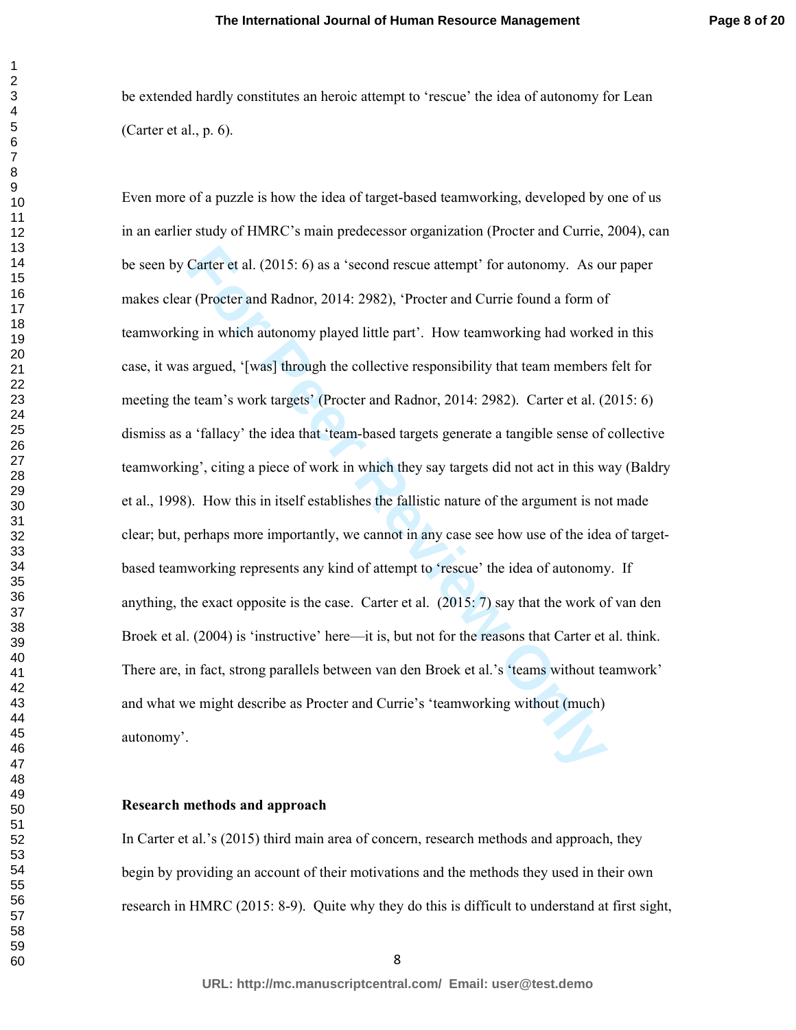be extended hardly constitutes an heroic attempt to 'rescue' the idea of autonomy for Lean (Carter et al., p. 6).

Even more of a puzzle is how the idea of target-based teamworking, developed by one of us in an earlier study of HMRC's main predecessor organization (Procter and Currie, 2004), can be seen by Carter et al. (2015: 6) as a 'second rescue attempt' for autonomy. As our paper makes clear (Procter and Radnor, 2014: 2982), 'Procter and Currie found a form of teamworking in which autonomy played little part'. How teamworking had worked in this case, it was argued, '[was] through the collective responsibility that team members felt for meeting the team's work targets' (Procter and Radnor, 2014: 2982). Carter et al. (2015: 6) dismiss as a 'fallacy' the idea that 'team-based targets generate a tangible sense of collective teamworking', citing a piece of work in which they say targets did not act in this way (Baldry et al., 1998). How this in itself establishes the fallistic nature of the argument is not made clear; but, perhaps more importantly, we cannot in any case see how use of the idea of target-based teamworking represents any kind of attempt to 'rescue' the idea of autonomy. If anything, the exact opposite is the case. Carter et al. (2015: 7) say that the work of van den Broek et al. (2004) is 'instructive' here—it is, but not for the reasons that Carter et al. think. There are, in fact, strong parallels between van den Broek et al.'s 'teams without teamwork' and what we might describe as Procter and Currie's 'teamworking without (much) autonomy'.

**Research methods and approach**

In Carter et al.'s (2015) third main area of concern, research methods and approach, they begin by providing an account of their motivations and the methods they used in their own research in HMRC (2015: 8-9). Quite why they do this is difficult to understand at first sight,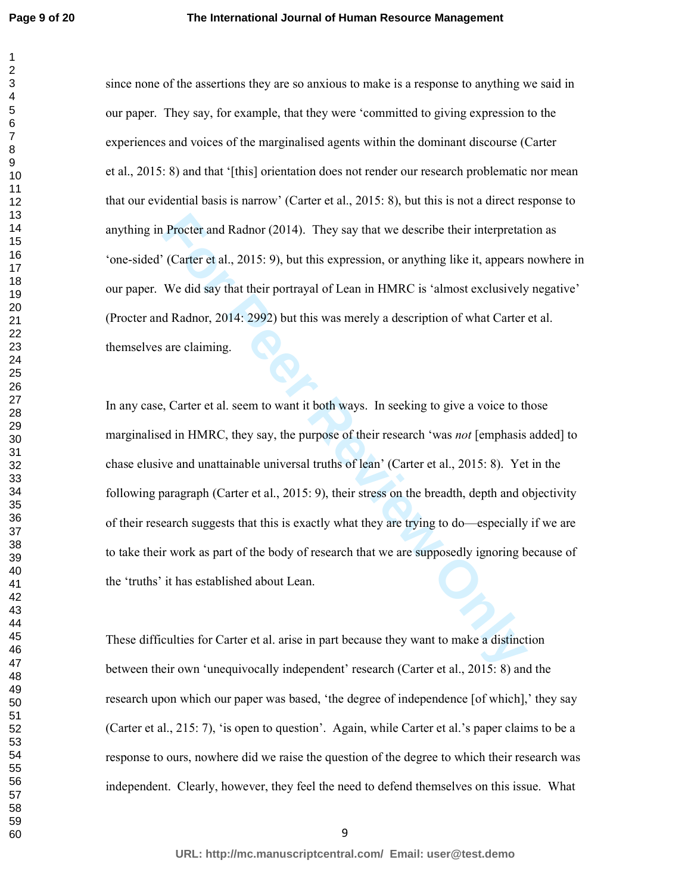since none of the assertions they are so anxious to make is a response to anything we said in our paper. They say, for example, that they were 'committed to giving expression to the experiences and voices of the marginalised agents within the dominant discourse (Carter et al., 2015: 8) and that '[this] orientation does not render our research problematic nor mean that our evidential basis is narrow' (Carter et al., 2015: 8), but this is not a direct response to anything in Procter and Radnor (2014). They say that we describe their interpretation as 'one-sided' (Carter et al., 2015: 9), but this expression, or anything like it, appears nowhere in our paper. We did say that their portrayal of Lean in HMRC is 'almost exclusively negative' (Procter and Radnor, 2014: 2992) but this was merely a description of what Carter et al. themselves are claiming.

In any case, Carter et al. seem to want it both ways. In seeking to give a voice to those marginalised in HMRC, they say, the purpose of their research 'was *not* [emphasis added] to chase elusive and unattainable universal truths of lean' (Carter et al., 2015: 8). Yet in the following paragraph (Carter et al., 2015: 9), their stress on the breadth, depth and objectivity of their research suggests that this is exactly what they are trying to do—especially if we are to take their work as part of the body of research that we are supposedly ignoring because of the 'truths' it has established about Lean.

These difficulties for Carter et al. arise in part because they want to make a distinction between their own 'unequivocally independent' research (Carter et al., 2015: 8) and the research upon which our paper was based, 'the degree of independence [of which],' they say (Carter et al., 215: 7), 'is open to question'. Again, while Carter et al.'s paper claims to be a response to ours, nowhere did we raise the question of the degree to which their research was independent. Clearly, however, they feel the need to defend themselves on this issue. What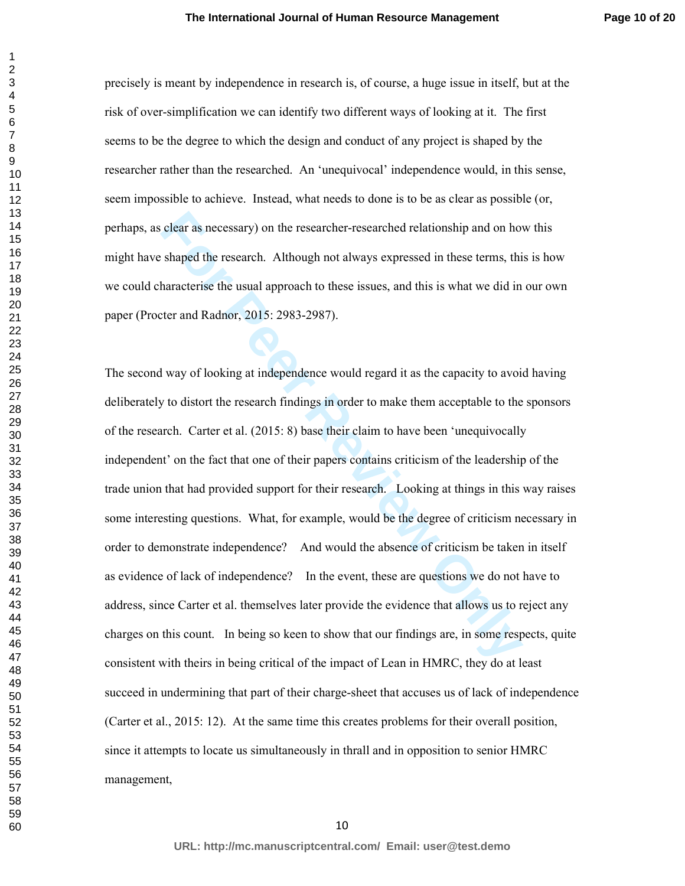precisely is meant by independence in research is, of course, a huge issue in itself, but at the risk of over-simplification we can identify two different ways of looking at it. The first seems to be the degree to which the design and conduct of any project is shaped by the researcher rather than the researched. An 'unequivocal' independence would, in this sense, seem impossible to achieve. Instead, what needs to done is to be as clear as possible (or, perhaps, as clear as necessary) on the researcher-researched relationship and on how this might have shaped the research. Although not always expressed in these terms, this is how we could characterise the usual approach to these issues, and this is what we did in our own paper (Procter and Radnor, 2015: 2983-2987).

The second way of looking at independence would regard it as the capacity to avoid having deliberately to distort the research findings in order to make them acceptable to the sponsors of the research. Carter et al. (2015: 8) base their claim to have been 'unequivocally independent' on the fact that one of their papers contains criticism of the leadership of the trade union that had provided support for their research. Looking at things in this way raises some interesting questions. What, for example, would be the degree of criticism necessary in order to demonstrate independence? And would the absence of criticism be taken in itself as evidence of lack of independence? In the event, these are questions we do not have to address, since Carter et al. themselves later provide the evidence that allows us to reject any charges on this count. In being so keen to show that our findings are, in some respects, quite consistent with theirs in being critical of the impact of Lean in HMRC, they do at least succeed in undermining that part of their charge-sheet that accuses us of lack of independence (Carter et al., 2015: 12). At the same time this creates problems for their overall position, since it attempts to locate us simultaneously in thrall and in opposition to senior HMRC management,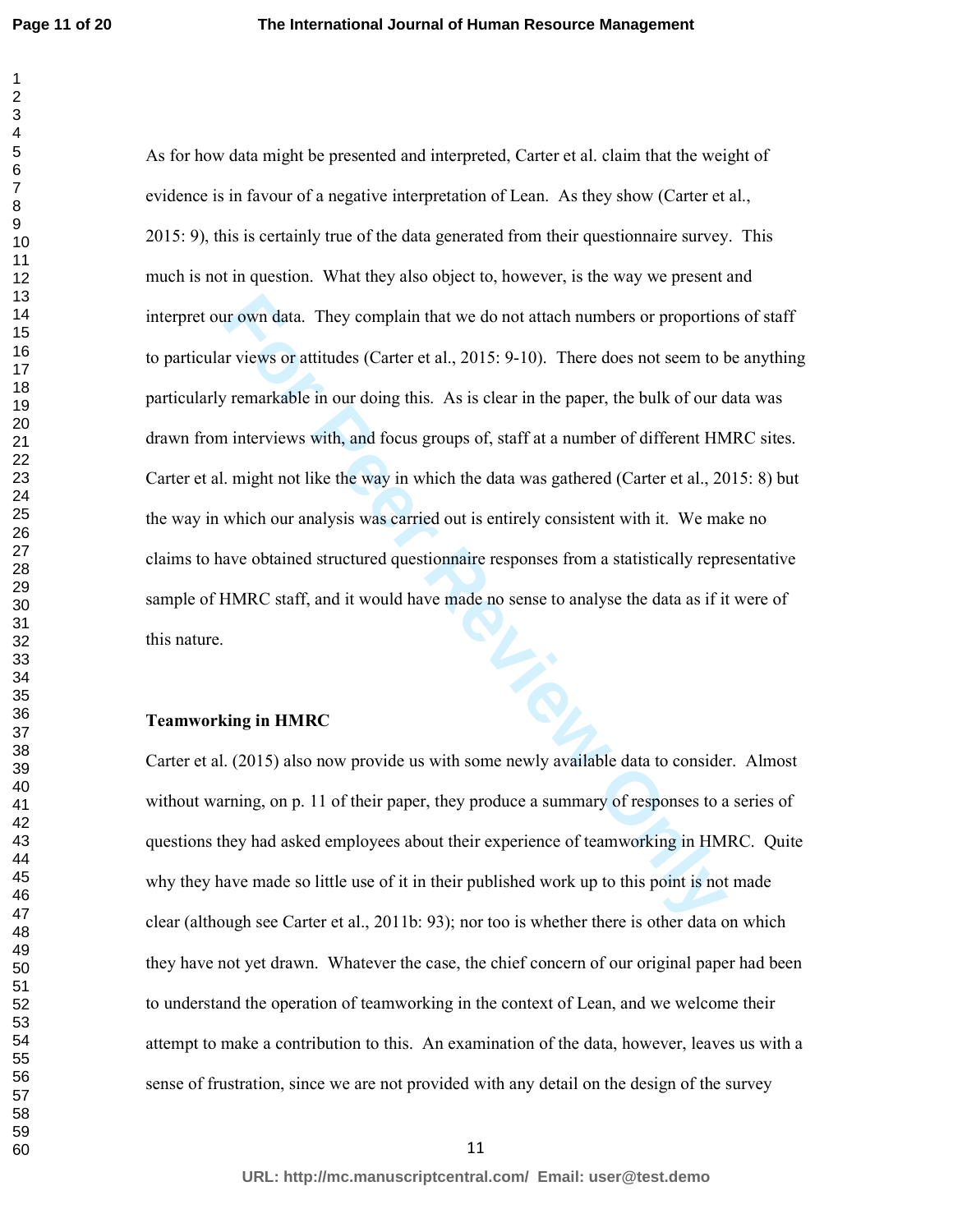As for how data might be presented and interpreted, Carter et al. claim that the weight of evidence is in favour of a negative interpretation of Lean. As they show (Carter et al., 2015: 9), this is certainly true of the data generated from their questionnaire survey. This much is not in question. What they also object to, however, is the way we present and interpret our own data. They complain that we do not attach numbers or proportions of staff to particular views or attitudes (Carter et al., 2015: 9-10). There does not seem to be anything particularly remarkable in our doing this. As is clear in the paper, the bulk of our data was drawn from interviews with, and focus groups of, staff at a number of different HMRC sites. Carter et al. might not like the way in which the data was gathered (Carter et al., 2015: 8) but the way in which our analysis was carried out is entirely consistent with it. We make no claims to have obtained structured questionnaire responses from a statistically representative sample of HMRC staff, and it would have made no sense to analyse the data as if it were of this nature.

**Teamworking in HMRC**

Carter et al. (2015) also now provide us with some newly available data to consider. Almost without warning, on p. 11 of their paper, they produce a summary of responses to a series of questions they had asked employees about their experience of teamworking in HMRC. Quite why they have made so little use of it in their published work up to this point is not made clear (although see Carter et al., 2011b: 93); nor too is whether there is other data on which they have not yet drawn. Whatever the case, the chief concern of our original paper had been to understand the operation of teamworking in the context of Lean, and we welcome their attempt to make a contribution to this. An examination of the data, however, leaves us with a sense of frustration, since we are not provided with any detail on the design of the survey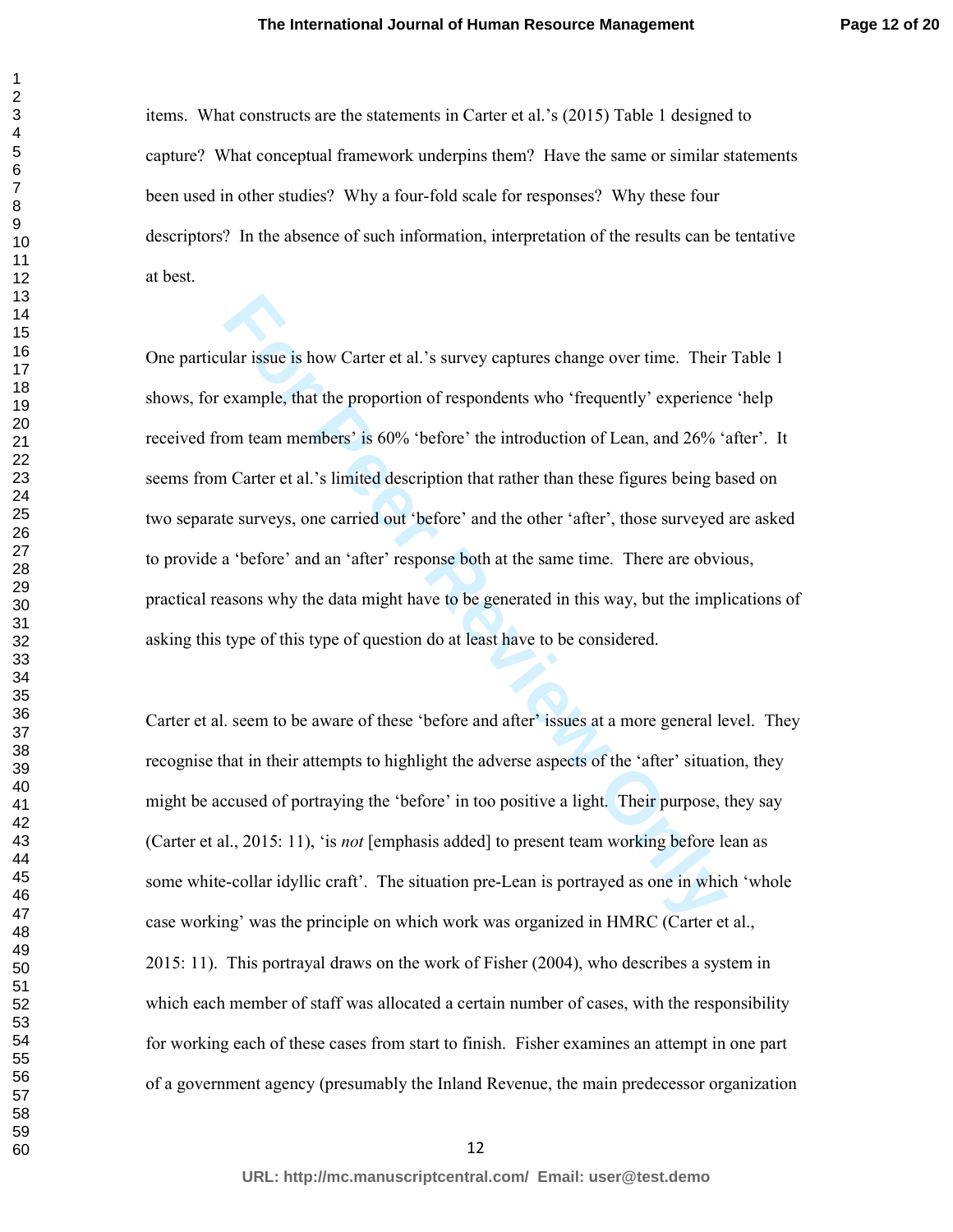items. What constructs are the statements in Carter et al.'s (2015) Table 1 designed to capture? What conceptual framework underpins them? Have the same or similar statements been used in other studies? Why a four-fold scale for responses? Why these four descriptors? In the absence of such information, interpretation of the results can be tentative at best.

One particular issue is how Carter et al.'s survey captures change over time. Their Table 1 shows, for example, that the proportion of respondents who 'frequently' experience 'help received from team members' is 60% 'before' the introduction of Lean, and 26% 'after'. It seems from Carter et al.'s limited description that rather than these figures being based on two separate surveys, one carried out 'before' and the other 'after', those surveyed are asked to provide a 'before' and an 'after' response both at the same time. There are obvious, practical reasons why the data might have to be generated in this way, but the implications of asking this type of this type of question do at least have to be considered.

Carter et al. seem to be aware of these 'before and after' issues at a more general level. They recognise that in their attempts to highlight the adverse aspects of the 'after' situation, they might be accused of portraying the 'before' in too positive a light. Their purpose, they say (Carter et al., 2015: 11), 'is *not* [emphasis added] to present team working before lean as some white-collar idyllic craft'. The situation pre-Lean is portrayed as one in which 'whole case working' was the principle on which work was organized in HMRC (Carter et al., 2015: 11). This portrayal draws on the work of Fisher (2004), who describes a system in which each member of staff was allocated a certain number of cases, with the responsibility for working each of these cases from start to finish. Fisher examines an attempt in one part of a government agency (presumably the Inland Revenue, the main predecessor organization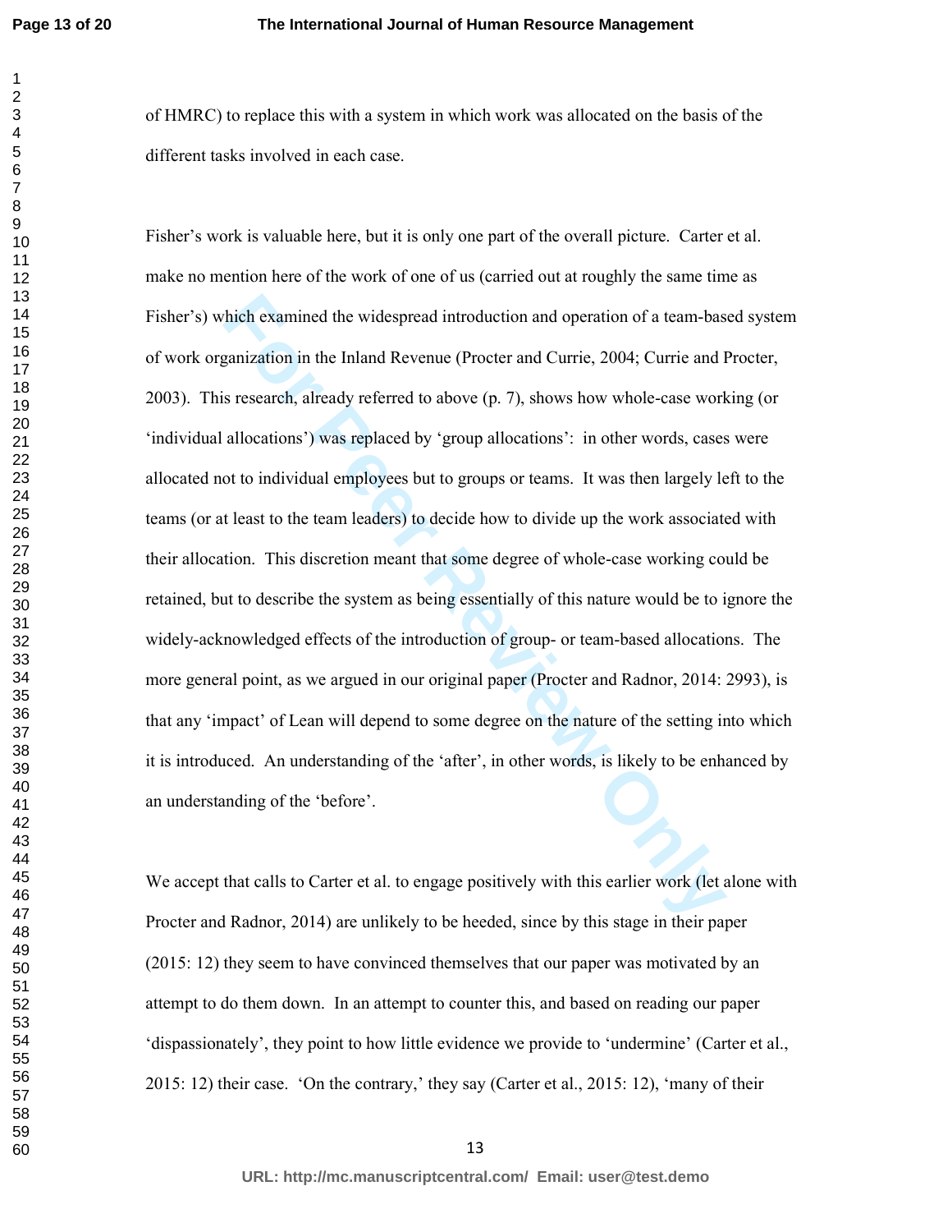of HMRC) to replace this with a system in which work was allocated on the basis of the different tasks involved in each case.

Fisher's work is valuable here, but it is only one part of the overall picture. Carter et al. make no mention here of the work of one of us (carried out at roughly the same time as Fisher's) which examined the widespread introduction and operation of a team-based system of work organization in the Inland Revenue (Procter and Currie, 2004; Currie and Procter, 2003). This research, already referred to above (p. 7), shows how whole-case working (or 'individual allocations') was replaced by 'group allocations': in other words, cases were allocated not to individual employees but to groups or teams. It was then largely left to the teams (or at least to the team leaders) to decide how to divide up the work associated with their allocation. This discretion meant that some degree of whole-case working could be retained, but to describe the system as being essentially of this nature would be to ignore the widely-acknowledged effects of the introduction of group- or team-based allocations. The more general point, as we argued in our original paper (Procter and Radnor, 2014: 2993), is that any 'impact' of Lean will depend to some degree on the nature of the setting into which it is introduced. An understanding of the 'after', in other words, is likely to be enhanced by an understanding of the 'before'.

We accept that calls to Carter et al. to engage positively with this earlier work (let alone with Procter and Radnor, 2014) are unlikely to be heeded, since by this stage in their paper (2015: 12) they seem to have convinced themselves that our paper was motivated by an attempt to do them down. In an attempt to counter this, and based on reading our paper 'dispassionately', they point to how little evidence we provide to 'undermine' (Carter et al., 2015: 12) their case. 'On the contrary,' they say (Carter et al., 2015: 12), 'many of their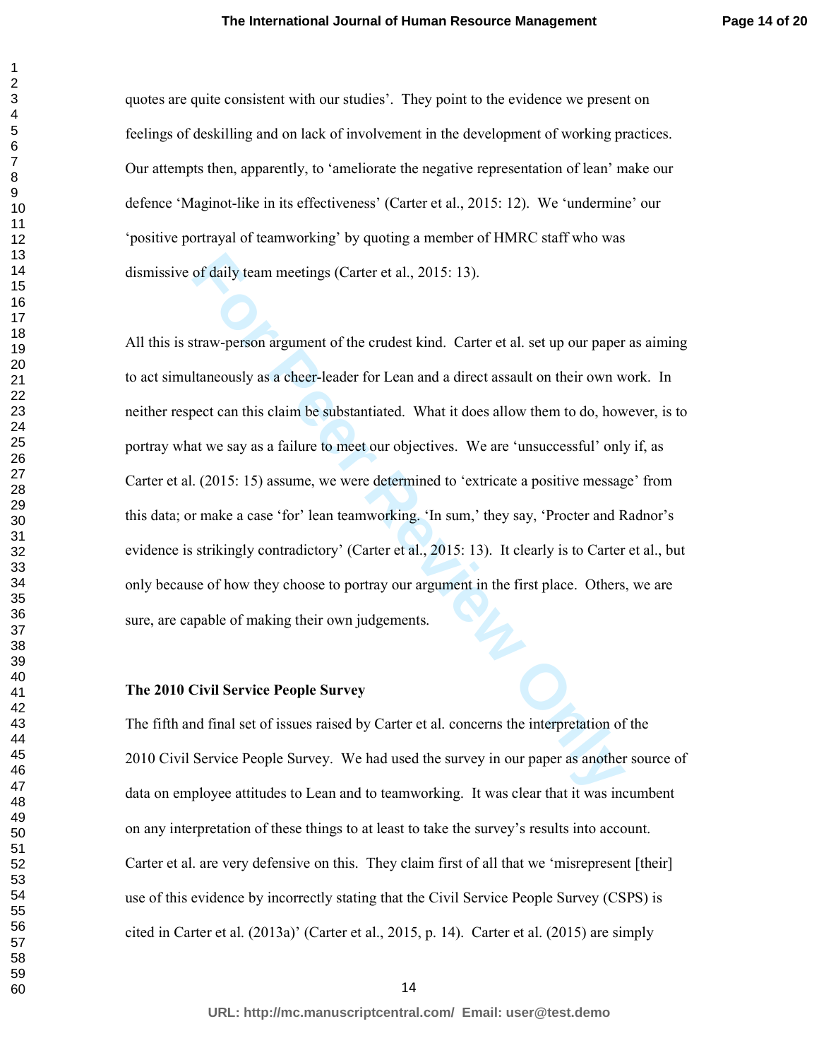quotes are quite consistent with our studies'. They point to the evidence we present on feelings of deskilling and on lack of involvement in the development of working practices. Our attempts then, apparently, to 'ameliorate the negative representation of lean' make our defence 'Maginot-like in its effectiveness' (Carter et al., 2015: 12). We 'undermine' our 'positive portrayal of teamworking' by quoting a member of HMRC staff who was dismissive of daily team meetings (Carter et al., 2015: 13).

All this is straw-person argument of the crudest kind. Carter et al. set up our paper as aiming to act simultaneously as a cheer-leader for Lean and a direct assault on their own work. In neither respect can this claim be substantiated. What it does allow them to do, however, is to portray what we say as a failure to meet our objectives. We are 'unsuccessful' only if, as Carter et al. (2015: 15) assume, we were determined to 'extricate a positive message' from this data; or make a case 'for' lean teamworking. 'In sum,' they say, 'Procter and Radnor's evidence is strikingly contradictory' (Carter et al., 2015: 13). It clearly is to Carter et al., but only because of how they choose to portray our argument in the first place. Others, we are sure, are capable of making their own judgements.

**The 2010 Civil Service People Survey**

The fifth and final set of issues raised by Carter et al. concerns the interpretation of the 2010 Civil Service People Survey. We had used the survey in our paper as another source of data on employee attitudes to Lean and to teamworking. It was clear that it was incumbent on any interpretation of these things to at least to take the survey's results into account. Carter et al. are very defensive on this. They claim first of all that we 'misrepresent [their] use of this evidence by incorrectly stating that the Civil Service People Survey (CSPS) is cited in Carter et al. (2013a)' (Carter et al., 2015, p. 14). Carter et al. (2015) are simply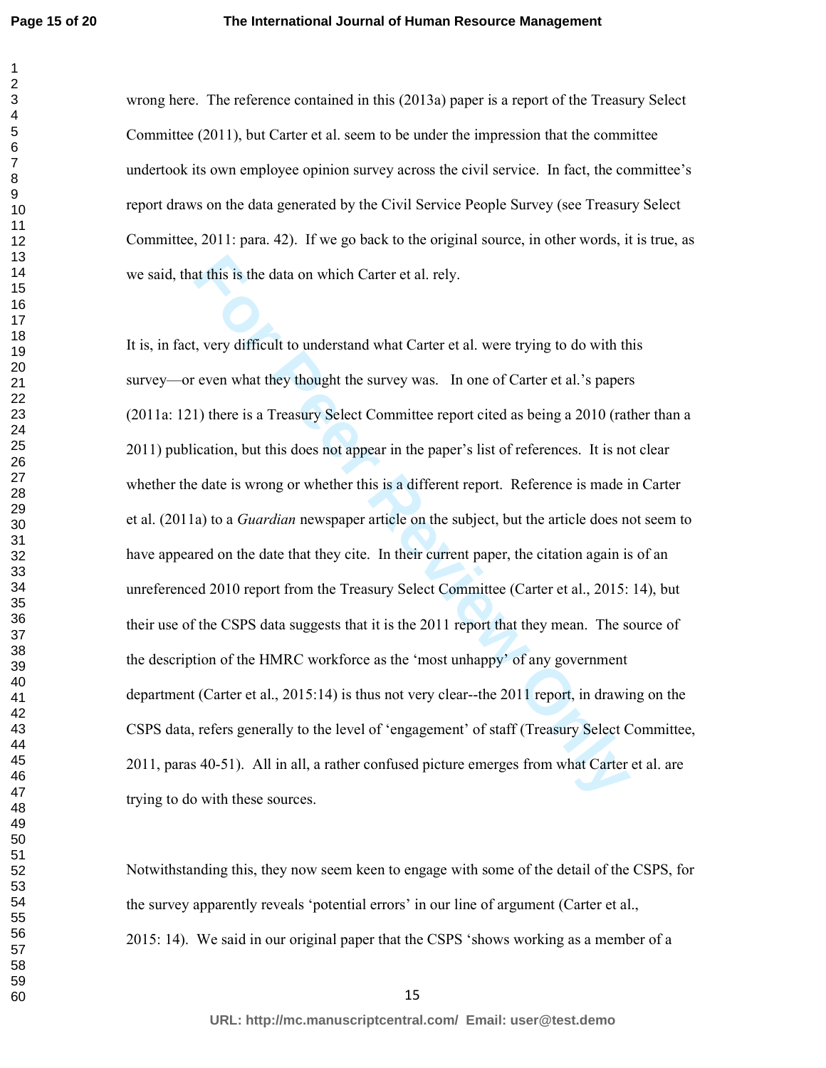wrong here. The reference contained in this (2013a) paper is a report of the Treasury Select Committee (2011), but Carter et al. seem to be under the impression that the committee undertook its own employee opinion survey across the civil service. In fact, the committee's report draws on the data generated by the Civil Service People Survey (see Treasury Select Committee, 2011: para. 42). If we go back to the original source, in other words, it is true, as we said, that this is the data on which Carter et al. rely.

It is, in fact, very difficult to understand what Carter et al. were trying to do with this survey—or even what they thought the survey was. In one of Carter et al.'s papers (2011a: 121) there is a Treasury Select Committee report cited as being a 2010 (rather than a 2011) publication, but this does not appear in the paper's list of references. It is not clear whether the date is wrong or whether this is a different report. Reference is made in Carter et al. (2011a) to a *Guardian* newspaper article on the subject, but the article does not seem to have appeared on the date that they cite. In their current paper, the citation again is of an unreferenced 2010 report from the Treasury Select Committee (Carter et al., 2015: 14), but their use of the CSPS data suggests that it is the 2011 report that they mean. The source of the description of the HMRC workforce as the 'most unhappy' of any government department (Carter et al., 2015:14) is thus not very clear--the 2011 report, in drawing on the CSPS data, refers generally to the level of 'engagement' of staff (Treasury Select Committee, 2011, paras 40-51). All in all, a rather confused picture emerges from what Carter et al. are trying to do with these sources.

Notwithstanding this, they now seem keen to engage with some of the detail of the CSPS, for the survey apparently reveals 'potential errors' in our line of argument (Carter et al., 2015: 14). We said in our original paper that the CSPS 'shows working as a member of a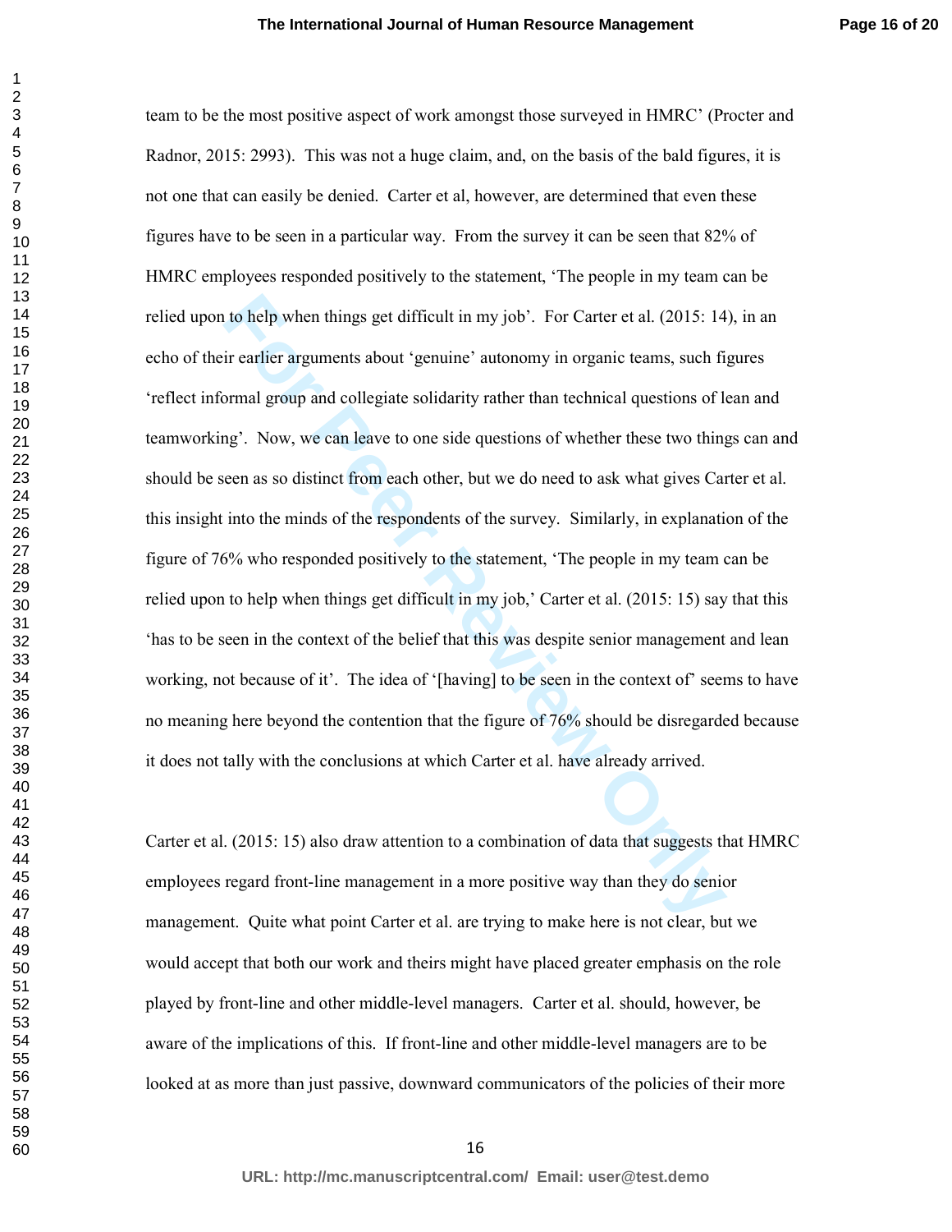team to be the most positive aspect of work amongst those surveyed in HMRC' (Procter and Radnor, 2015: 2993). This was not a huge claim, and, on the basis of the bald figures, it is not one that can easily be denied. Carter et al, however, are determined that even these figures have to be seen in a particular way. From the survey it can be seen that 82% of HMRC employees responded positively to the statement, 'The people in my team can be relied upon to help when things get difficult in my job'. For Carter et al. (2015: 14), in an echo of their earlier arguments about 'genuine' autonomy in organic teams, such figures 'reflect informal group and collegiate solidarity rather than technical questions of lean and teamworking'. Now, we can leave to one side questions of whether these two things can and should be seen as so distinct from each other, but we do need to ask what gives Carter et al. this insight into the minds of the respondents of the survey. Similarly, in explanation of the figure of 76% who responded positively to the statement, 'The people in my team can be relied upon to help when things get difficult in my job,' Carter et al. (2015: 15) say that this 'has to be seen in the context of the belief that this was despite senior management and lean working, not because of it'. The idea of '[having] to be seen in the context of' seems to have no meaning here beyond the contention that the figure of 76% should be disregarded because it does not tally with the conclusions at which Carter et al. have already arrived.

Carter et al. (2015: 15) also draw attention to a combination of data that suggests that HMRC employees regard front-line management in a more positive way than they do senior management. Quite what point Carter et al. are trying to make here is not clear, but we would accept that both our work and theirs might have placed greater emphasis on the role played by front-line and other middle-level managers. Carter et al. should, however, be aware of the implications of this. If front-line and other middle-level managers are to be looked at as more than just passive, downward communicators of the policies of their more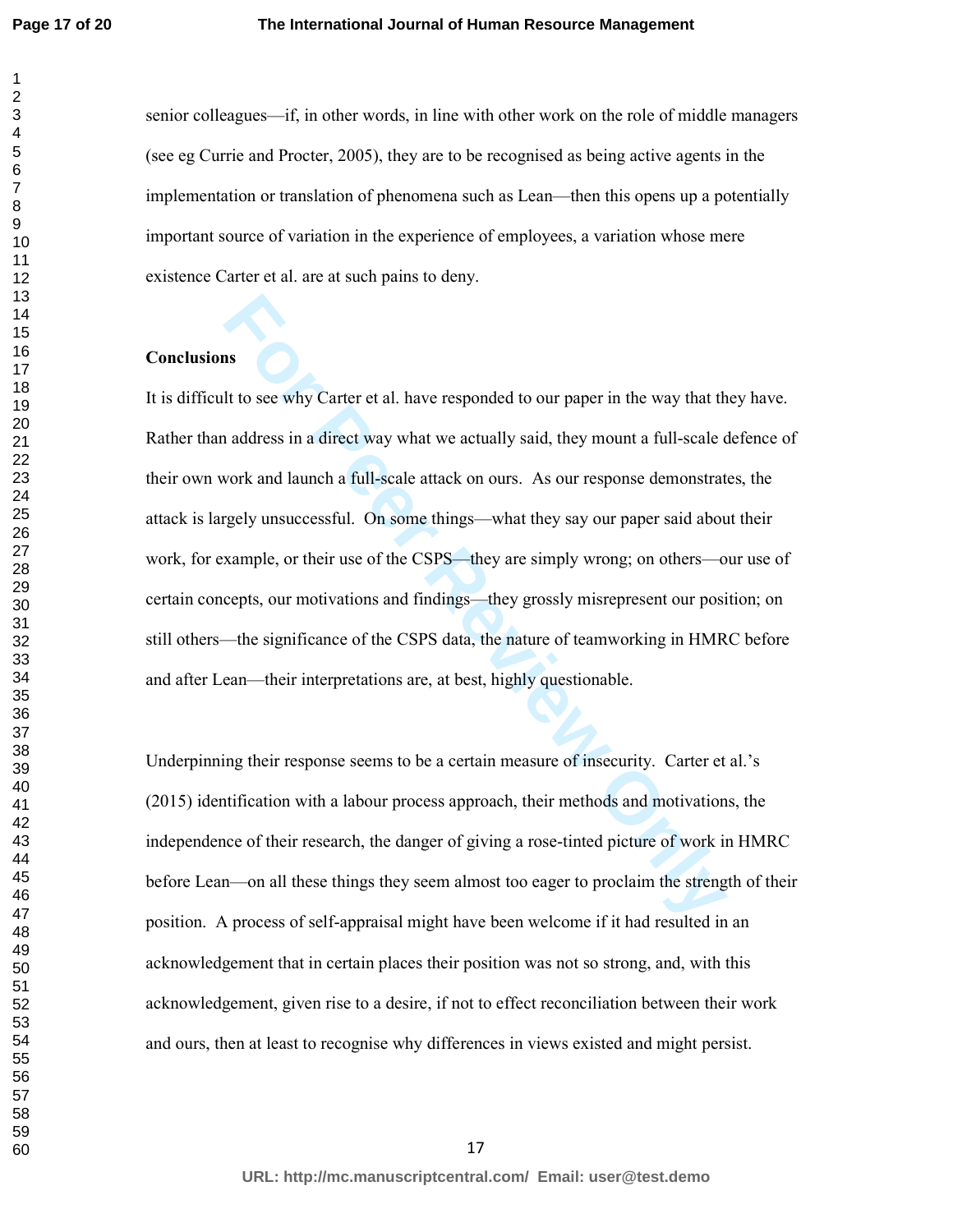senior colleagues—if, in other words, in line with other work on the role of middle managers (see eg Currie and Procter, 2005), they are to be recognised as being active agents in the implementation or translation of phenomena such as Lean—then this opens up a potentially important source of variation in the experience of employees, a variation whose mere existence Carter et al. are at such pains to deny.

**Conclusions**

It is difficult to see why Carter et al. have responded to our paper in the way that they have. Rather than address in a direct way what we actually said, they mount a full-scale defence of their own work and launch a full-scale attack on ours. As our response demonstrates, the attack is largely unsuccessful. On some things—what they say our paper said about their work, for example, or their use of the CSPS—they are simply wrong; on others—our use of certain concepts, our motivations and findings—they grossly misrepresent our position; on still others—the significance of the CSPS data, the nature of teamworking in HMRC before and after Lean—their interpretations are, at best, highly questionable.

Underpinning their response seems to be a certain measure of insecurity. Carter et al.'s (2015) identification with a labour process approach, their methods and motivations, the independence of their research, the danger of giving a rose-tinted picture of work in HMRC before Lean—on all these things they seem almost too eager to proclaim the strength of their position. A process of self-appraisal might have been welcome if it had resulted in an acknowledgement that in certain places their position was not so strong, and, with this acknowledgement, given rise to a desire, if not to effect reconciliation between their work and ours, then at least to recognise why differences in views existed and might persist.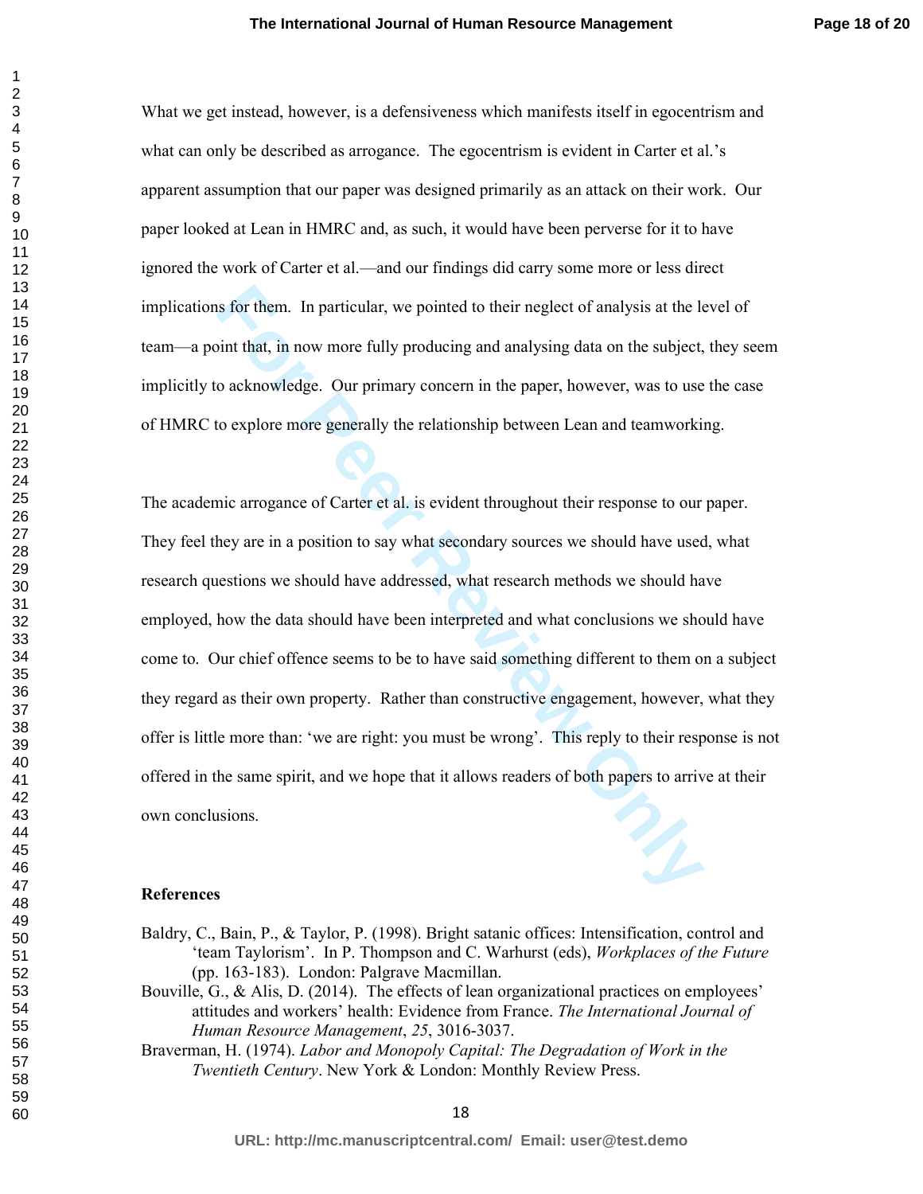What we get instead, however, is a defensiveness which manifests itself in egocentrism and what can only be described as arrogance. The egocentrism is evident in Carter et al.'s apparent assumption that our paper was designed primarily as an attack on their work. Our paper looked at Lean in HMRC and, as such, it would have been perverse for it to have ignored the work of Carter et al.—and our findings did carry some more or less direct implications for them. In particular, we pointed to their neglect of analysis at the level of team—a point that, in now more fully producing and analysing data on the subject, they seem implicitly to acknowledge. Our primary concern in the paper, however, was to use the case of HMRC to explore more generally the relationship between Lean and teamworking.

The academic arrogance of Carter et al. is evident throughout their response to our paper. They feel they are in a position to say what secondary sources we should have used, what research questions we should have addressed, what research methods we should have employed, how the data should have been interpreted and what conclusions we should have come to. Our chief offence seems to be to have said something different to them on a subject they regard as their own property. Rather than constructive engagement, however, what they offer is little more than: 'we are right: you must be wrong'. This reply to their response is not offered in the same spirit, and we hope that it allows readers of both papers to arrive at their own conclusions.

## References

Baldry, C., Bain, P., & Taylor, P. (1998). Bright satanic offices: Intensification, control and 'team Taylorism'. In P. Thompson and C. Warhurst (eds), *Workplaces of the Future* (pp. 163-183). London: Palgrave Macmillan.

Bouville, G., & Alis, D. (2014). The effects of lean organizational practices on employees' attitudes and workers' health: Evidence from France. *The International Journal of Human Resource Management*, *25*, 3016-3037.

Braverman, H. (1974). *Labor and Monopoly Capital: The Degradation of Work in the Twentieth Century*. New York & London: Monthly Review Press.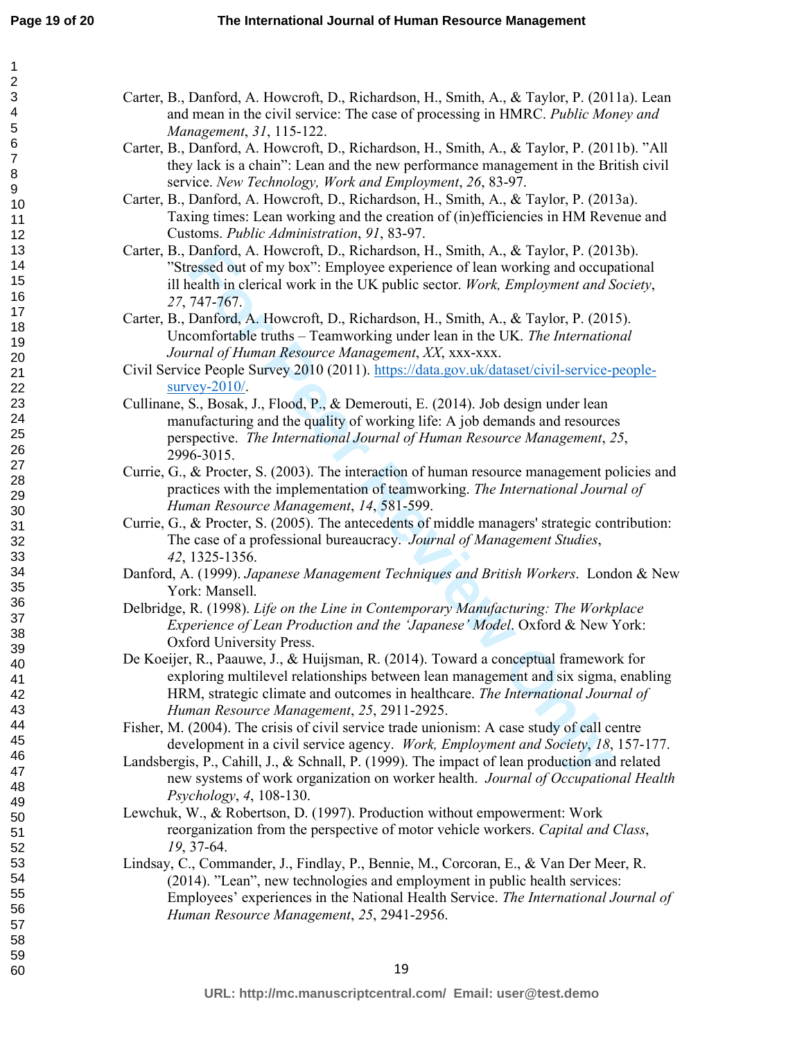Carter, B., Danford, A. Howcroft, D., Richardson, H., Smith, A., & Taylor, P. (2011a). Lean and mean in the civil service: The case of processing in HMRC. *Public Money and Management*, *31*, 115-122.

Carter, B., Danford, A. Howcroft, D., Richardson, H., Smith, A., & Taylor, P. (2011b). "All they lack is a chain": Lean and the new performance management in the British civil service. *New Technology, Work and Employment*, *26*, 83-97.

Carter, B., Danford, A. Howcroft, D., Richardson, H., Smith, A., & Taylor, P. (2013a). Taxing times: Lean working and the creation of (in)efficiencies in HM Revenue and Customs. *Public Administration*, *91*, 83-97.

Carter, B., Danford, A. Howcroft, D., Richardson, H., Smith, A., & Taylor, P. (2013b). "Stressed out of my box": Employee experience of lean working and occupational ill health in clerical work in the UK public sector. *Work, Employment and Society*, *27*, 747-767.

Carter, B., Danford, A. Howcroft, D., Richardson, H., Smith, A., & Taylor, P. (2015). Uncomfortable truths – Teamworking under lean in the UK. *The International Journal of Human Resource Management*, *XX*, xxx-xxx.

Civil Service People Survey 2010 (2011). https://data.gov.uk/dataset/civil-service-people-survey-2010/.

Cullinane, S., Bosak, J., Flood, P., & Demerouti, E. (2014). Job design under lean manufacturing and the quality of working life: A job demands and resources perspective. *The International Journal of Human Resource Management*, *25*, 2996-3015.

Currie, G., & Procter, S. (2003). The interaction of human resource management policies and practices with the implementation of teamworking. *The International Journal of Human Resource Management*, *14*, 581-599.

Currie, G., & Procter, S. (2005). The antecedents of middle managers' strategic contribution: The case of a professional bureaucracy. *Journal of Management Studies*, *42*, 1325-1356.

Danford, A. (1999). *Japanese Management Techniques and British Workers*. London & New York: Mansell.

Delbridge, R. (1998). *Life on the Line in Contemporary Manufacturing: The Workplace Experience of Lean Production and the 'Japanese' Model*. Oxford & New York: Oxford University Press.

De Koeijer, R., Paauwe, J., & Huijsman, R. (2014). Toward a conceptual framework for exploring multilevel relationships between lean management and six sigma, enabling HRM, strategic climate and outcomes in healthcare. *The International Journal of Human Resource Management*, *25*, 2911-2925.

Fisher, M. (2004). The crisis of civil service trade unionism: A case study of call centre development in a civil service agency. *Work, Employment and Society*, *18*, 157-177.

Landsbergis, P., Cahill, J., & Schnall, P. (1999). The impact of lean production and related new systems of work organization on worker health. *Journal of Occupational Health Psychology*, *4*, 108-130.

Lewchuk, W., & Robertson, D. (1997). Production without empowerment: Work reorganization from the perspective of motor vehicle workers. *Capital and Class*, *19*, 37-64.

Lindsay, C., Commander, J., Findlay, P., Bennie, M., Corcoran, E., & Van Der Meer, R. (2014). "Lean", new technologies and employment in public health services: Employees' experiences in the National Health Service. *The International Journal of Human Resource Management*, *25*, 2941-2956.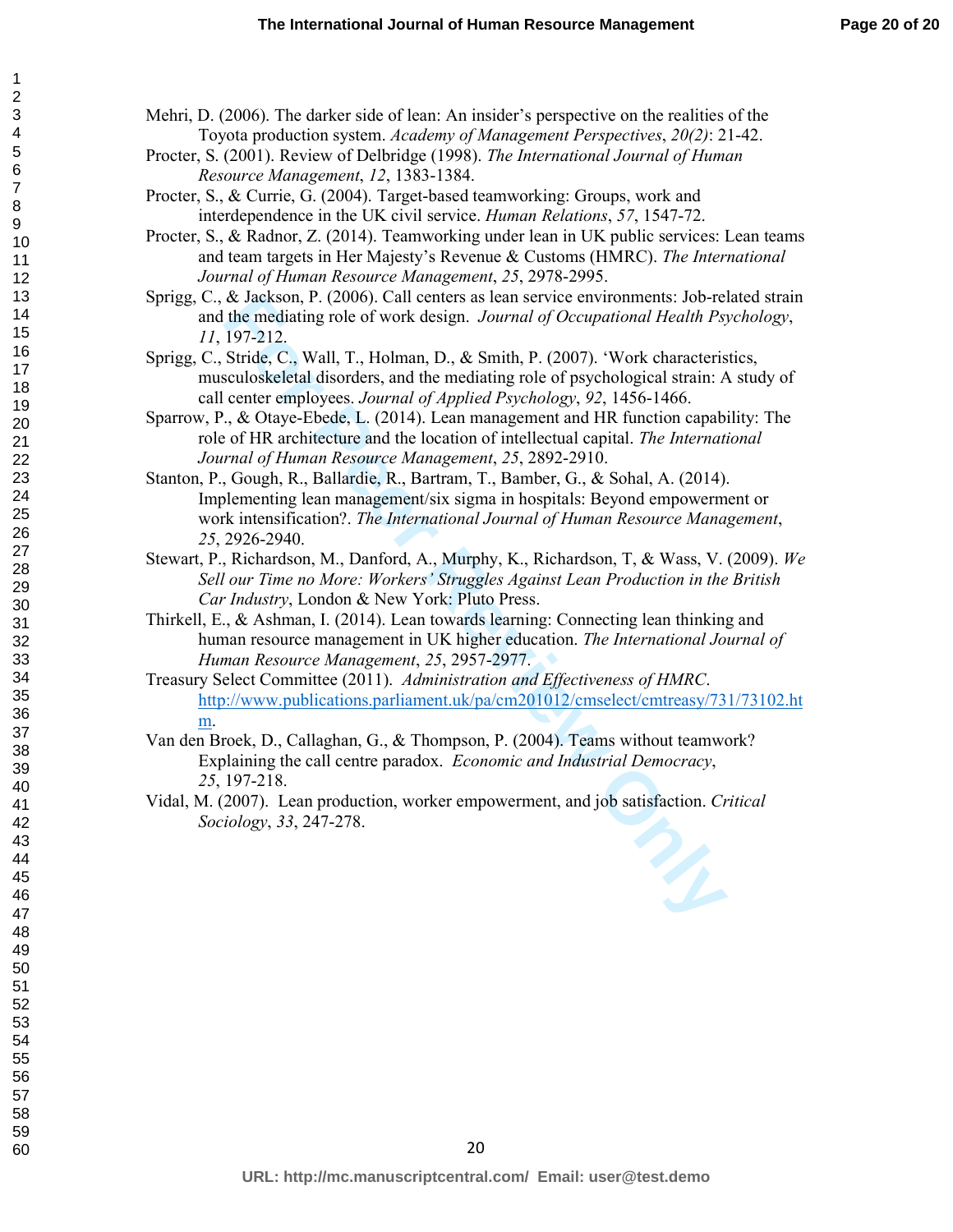Mehri, D. (2006). The darker side of lean: An insider's perspective on the realities of the Toyota production system. *Academy of Management Perspectives*, *20(2)*: 21-42.

Procter, S. (2001). Review of Delbridge (1998). *The International Journal of Human Resource Management*, *12*, 1383-1384.

Procter, S., & Currie, G. (2004). Target-based teamworking: Groups, work and interdependence in the UK civil service. *Human Relations*, *57*, 1547-72.

Procter, S., & Radnor, Z. (2014). Teamworking under lean in UK public services: Lean teams and team targets in Her Majesty's Revenue & Customs (HMRC). *The International Journal of Human Resource Management*, *25*, 2978-2995.

Sprigg, C., & Jackson, P. (2006). Call centers as lean service environments: Job-related strain and the mediating role of work design. *Journal of Occupational Health Psychology*, *11*, 197-212.

Sprigg, C., Stride, C., Wall, T., Holman, D., & Smith, P. (2007). 'Work characteristics, musculoskeletal disorders, and the mediating role of psychological strain: A study of call center employees. *Journal of Applied Psychology*, *92*, 1456-1466.

Sparrow, P., & Otaye-Ebede, L. (2014). Lean management and HR function capability: The role of HR architecture and the location of intellectual capital. *The International Journal of Human Resource Management*, *25*, 2892-2910.

Stanton, P., Gough, R., Ballardie, R., Bartram, T., Bamber, G., & Sohal, A. (2014). Implementing lean management/six sigma in hospitals: Beyond empowerment or work intensification?. *The International Journal of Human Resource Management*, *25*, 2926-2940.

Stewart, P., Richardson, M., Danford, A., Murphy, K., Richardson, T, & Wass, V. (2009). *We Sell our Time no More: Workers' Struggles Against Lean Production in the British Car Industry*, London & New York: Pluto Press.

Thirkell, E., & Ashman, I. (2014). Lean towards learning: Connecting lean thinking and human resource management in UK higher education. *The International Journal of Human Resource Management*, *25*, 2957-2977.

Treasury Select Committee (2011). *Administration and Effectiveness of HMRC*. http://www.publications.parliament.uk/pa/cm201012/cmselect/cmtreasy/731/73102.htm.

Van den Broek, D., Callaghan, G., & Thompson, P. (2004). Teams without teamwork? Explaining the call centre paradox. *Economic and Industrial Democracy*, *25*, 197-218.

Vidal, M. (2007). Lean production, worker empowerment, and job satisfaction. *Critical Sociology*, *33*, 247-278.